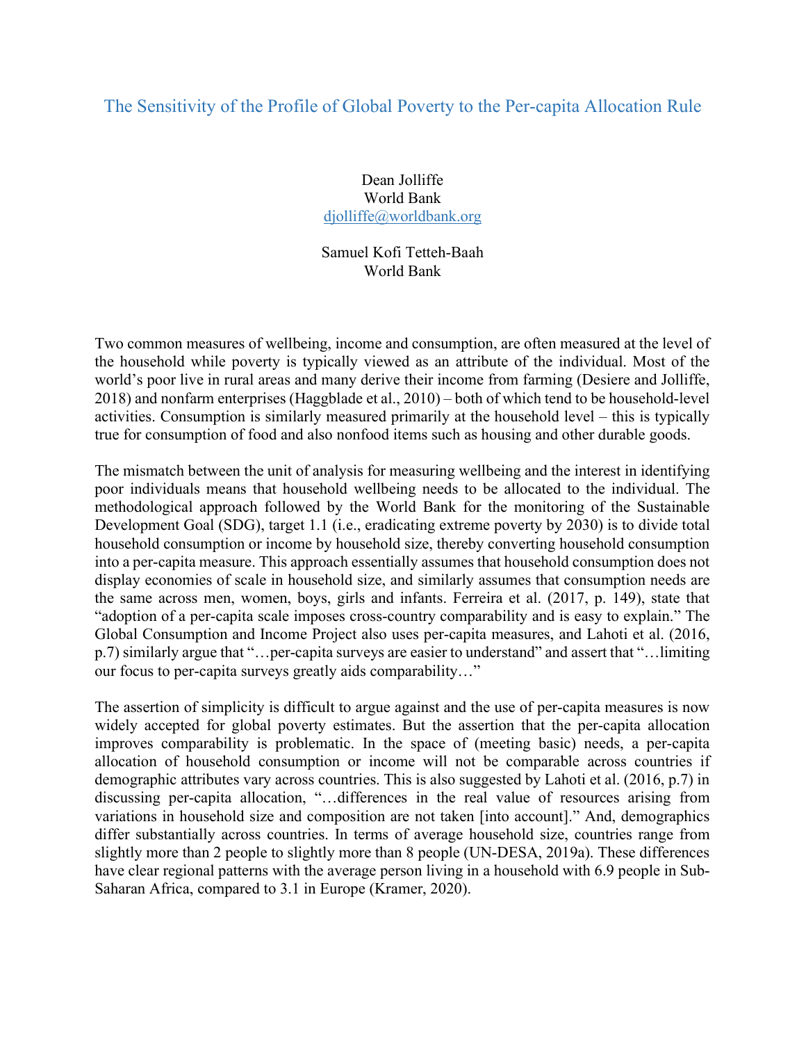# The Sensitivity of the Profile of Global Poverty to the Per-capita Allocation Rule

Dean Jolliffe
World Bank
djolliffe@worldbank.org

Samuel Kofi Tetteh-Baah
World Bank

Two common measures of wellbeing, income and consumption, are often measured at the level of the household while poverty is typically viewed as an attribute of the individual. Most of the world's poor live in rural areas and many derive their income from farming (Desiere and Jolliffe, 2018) and nonfarm enterprises (Haggblade et al., 2010) – both of which tend to be household-level activities. Consumption is similarly measured primarily at the household level – this is typically true for consumption of food and also nonfood items such as housing and other durable goods.

The mismatch between the unit of analysis for measuring wellbeing and the interest in identifying poor individuals means that household wellbeing needs to be allocated to the individual. The methodological approach followed by the World Bank for the monitoring of the Sustainable Development Goal (SDG), target 1.1 (i.e., eradicating extreme poverty by 2030) is to divide total household consumption or income by household size, thereby converting household consumption into a per-capita measure. This approach essentially assumes that household consumption does not display economies of scale in household size, and similarly assumes that consumption needs are the same across men, women, boys, girls and infants. Ferreira et al. (2017, p. 149), state that "adoption of a per-capita scale imposes cross-country comparability and is easy to explain." The Global Consumption and Income Project also uses per-capita measures, and Lahoti et al. (2016, p.7) similarly argue that "…per-capita surveys are easier to understand" and assert that "…limiting our focus to per-capita surveys greatly aids comparability…"

The assertion of simplicity is difficult to argue against and the use of per-capita measures is now widely accepted for global poverty estimates. But the assertion that the per-capita allocation improves comparability is problematic. In the space of (meeting basic) needs, a per-capita allocation of household consumption or income will not be comparable across countries if demographic attributes vary across countries. This is also suggested by Lahoti et al. (2016, p.7) in discussing per-capita allocation, "…differences in the real value of resources arising from variations in household size and composition are not taken [into account]." And, demographics differ substantially across countries. In terms of average household size, countries range from slightly more than 2 people to slightly more than 8 people (UN-DESA, 2019a). These differences have clear regional patterns with the average person living in a household with 6.9 people in Sub-Saharan Africa, compared to 3.1 in Europe (Kramer, 2020).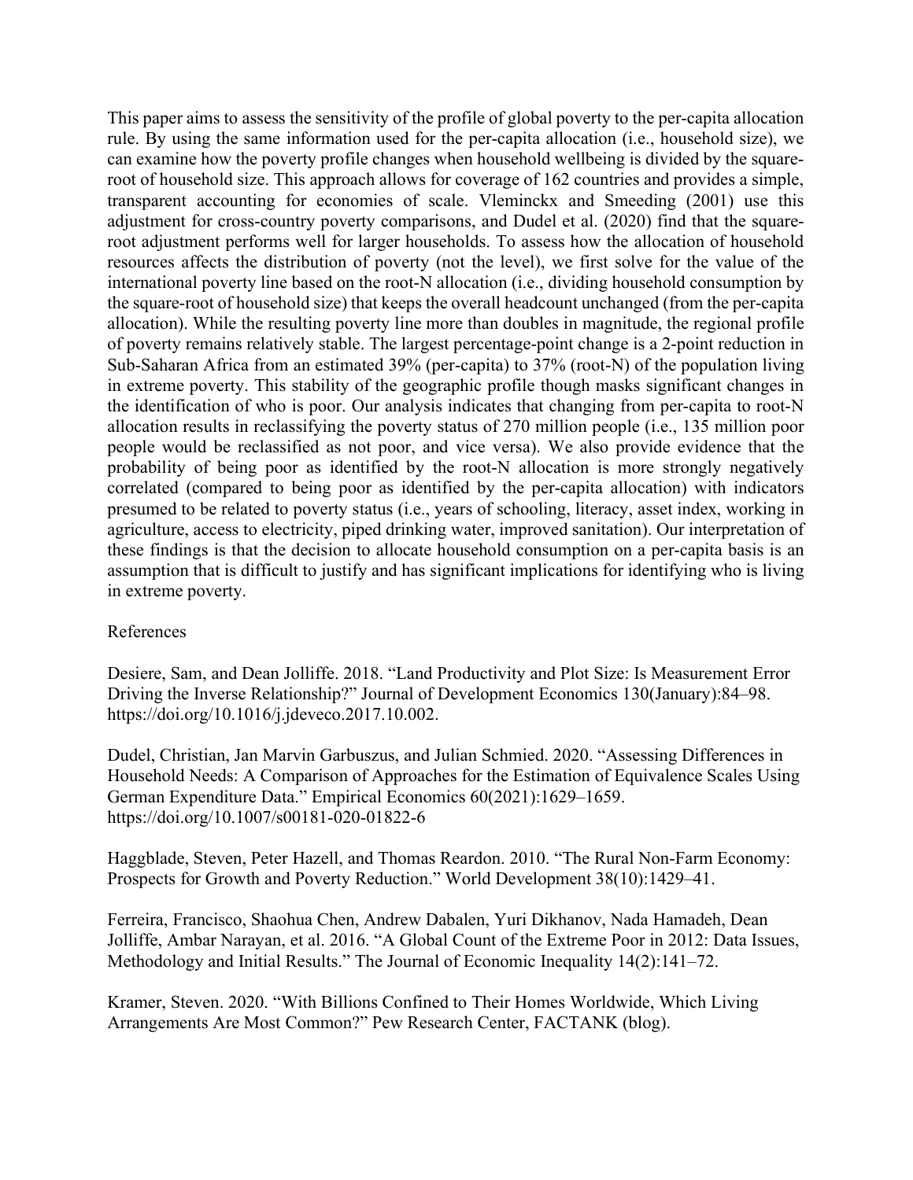This paper aims to assess the sensitivity of the profile of global poverty to the per-capita allocation rule. By using the same information used for the per-capita allocation (i.e., household size), we can examine how the poverty profile changes when household wellbeing is divided by the square-root of household size. This approach allows for coverage of 162 countries and provides a simple, transparent accounting for economies of scale. Vleminckx and Smeeding (2001) use this adjustment for cross-country poverty comparisons, and Dudel et al. (2020) find that the square-root adjustment performs well for larger households. To assess how the allocation of household resources affects the distribution of poverty (not the level), we first solve for the value of the international poverty line based on the root-N allocation (i.e., dividing household consumption by the square-root of household size) that keeps the overall headcount unchanged (from the per-capita allocation). While the resulting poverty line more than doubles in magnitude, the regional profile of poverty remains relatively stable. The largest percentage-point change is a 2-point reduction in Sub-Saharan Africa from an estimated 39% (per-capita) to 37% (root-N) of the population living in extreme poverty. This stability of the geographic profile though masks significant changes in the identification of who is poor. Our analysis indicates that changing from per-capita to root-N allocation results in reclassifying the poverty status of 270 million people (i.e., 135 million poor people would be reclassified as not poor, and vice versa). We also provide evidence that the probability of being poor as identified by the root-N allocation is more strongly negatively correlated (compared to being poor as identified by the per-capita allocation) with indicators presumed to be related to poverty status (i.e., years of schooling, literacy, asset index, working in agriculture, access to electricity, piped drinking water, improved sanitation). Our interpretation of these findings is that the decision to allocate household consumption on a per-capita basis is an assumption that is difficult to justify and has significant implications for identifying who is living in extreme poverty.

References

Desiere, Sam, and Dean Jolliffe. 2018. "Land Productivity and Plot Size: Is Measurement Error Driving the Inverse Relationship?" Journal of Development Economics 130(January):84–98. https://doi.org/10.1016/j.jdeveco.2017.10.002.

Dudel, Christian, Jan Marvin Garbuszus, and Julian Schmied. 2020. "Assessing Differences in Household Needs: A Comparison of Approaches for the Estimation of Equivalence Scales Using German Expenditure Data." Empirical Economics 60(2021):1629–1659. https://doi.org/10.1007/s00181-020-01822-6

Haggblade, Steven, Peter Hazell, and Thomas Reardon. 2010. "The Rural Non-Farm Economy: Prospects for Growth and Poverty Reduction." World Development 38(10):1429–41.

Ferreira, Francisco, Shaohua Chen, Andrew Dabalen, Yuri Dikhanov, Nada Hamadeh, Dean Jolliffe, Ambar Narayan, et al. 2016. "A Global Count of the Extreme Poor in 2012: Data Issues, Methodology and Initial Results." The Journal of Economic Inequality 14(2):141–72.

Kramer, Steven. 2020. "With Billions Confined to Their Homes Worldwide, Which Living Arrangements Are Most Common?" Pew Research Center, FACTANK (blog).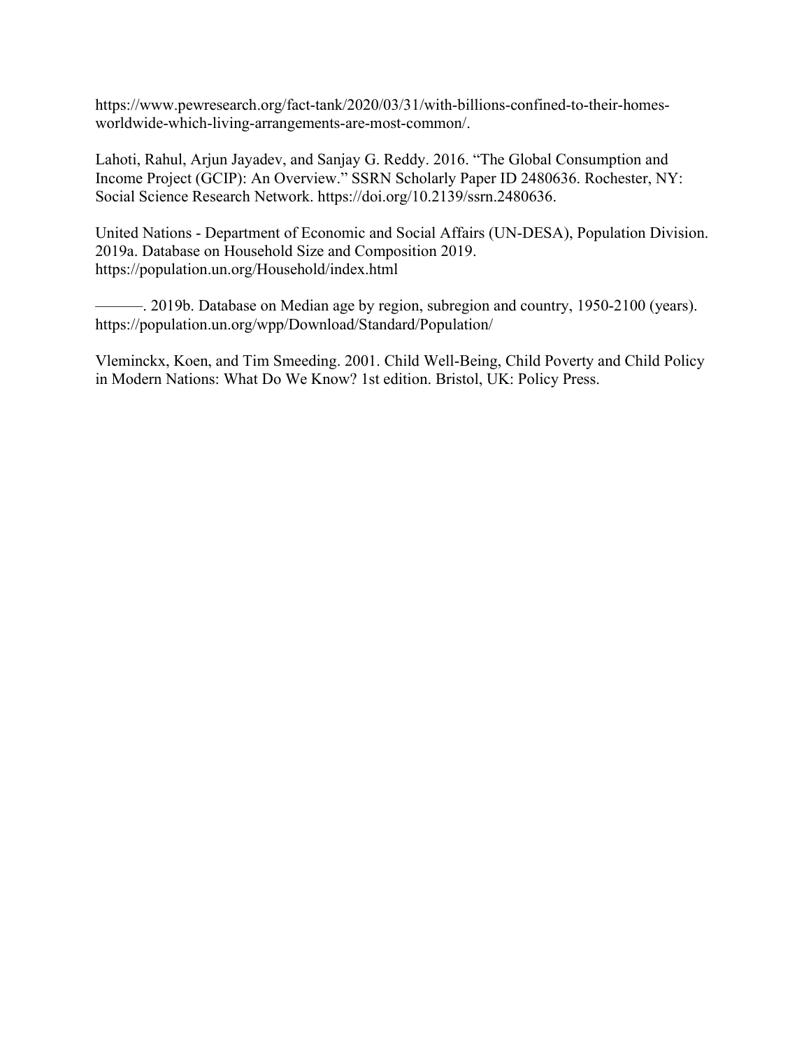https://www.pewresearch.org/fact-tank/2020/03/31/with-billions-confined-to-their-homes-worldwide-which-living-arrangements-are-most-common/.

Lahoti, Rahul, Arjun Jayadev, and Sanjay G. Reddy. 2016. "The Global Consumption and Income Project (GCIP): An Overview." SSRN Scholarly Paper ID 2480636. Rochester, NY: Social Science Research Network. https://doi.org/10.2139/ssrn.2480636.

United Nations - Department of Economic and Social Affairs (UN-DESA), Population Division. 2019a. Database on Household Size and Composition 2019. https://population.un.org/Household/index.html

———. 2019b. Database on Median age by region, subregion and country, 1950-2100 (years). https://population.un.org/wpp/Download/Standard/Population/

Vleminckx, Koen, and Tim Smeeding. 2001. Child Well-Being, Child Poverty and Child Policy in Modern Nations: What Do We Know? 1st edition. Bristol, UK: Policy Press.